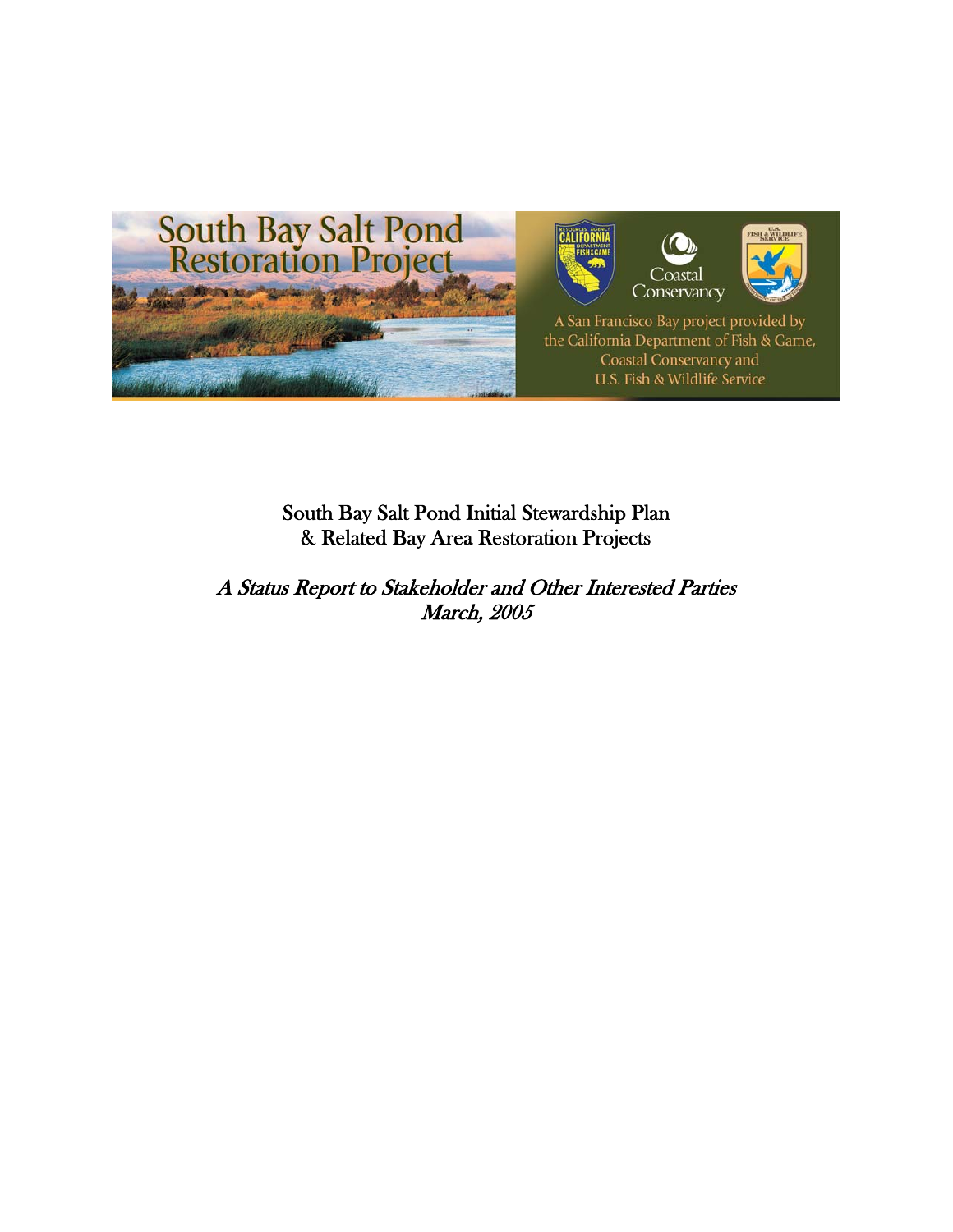South Bay Salt Pond Restoration Project

A San Francisco Bay project provided by the California Department of Fish & Game, Coastal Conservancy and U.S. Fish & Wildlife Service

# South Bay Salt Pond Initial Stewardship Plan & Related Bay Area Restoration Projects

*A Status Report to Stakeholder and Other Interested Parties*
*March, 2005*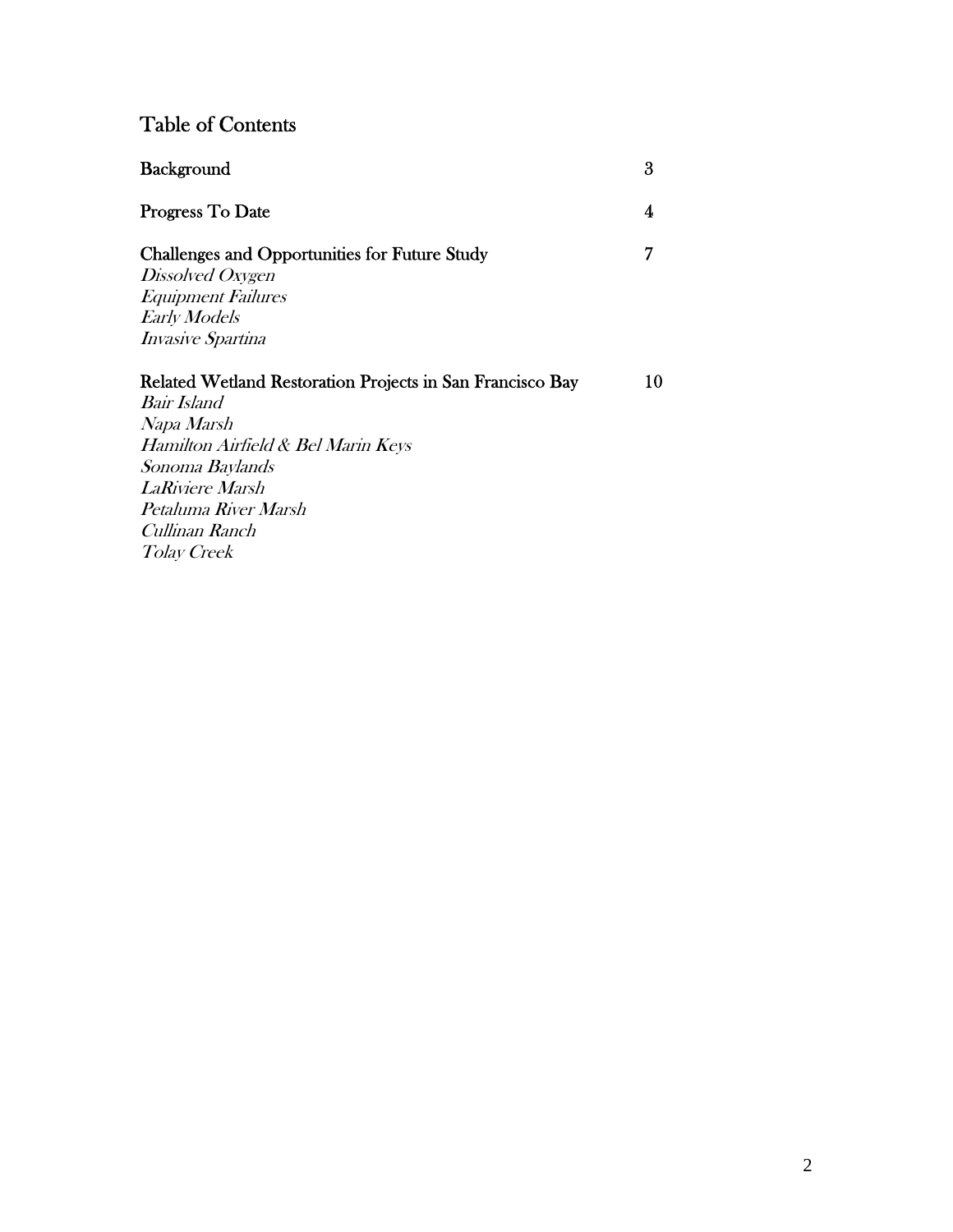## Table of Contents

| | |
|---|---|
| **Background** | 3 |
| **Progress To Date** | 4 |
| **Challenges and Opportunities for Future Study** | 7 |
| *Dissolved Oxygen* | |
| *Equipment Failures* | |
| *Early Models* | |
| *Invasive Spartina* | |
| **Related Wetland Restoration Projects in San Francisco Bay** | 10 |
| *Bair Island* | |
| *Napa Marsh* | |
| *Hamilton Airfield & Bel Marin Keys* | |
| *Sonoma Baylands* | |
| *LaRiviere Marsh* | |
| *Petaluma River Marsh* | |
| *Cullinan Ranch* | |
| *Tolay Creek* | |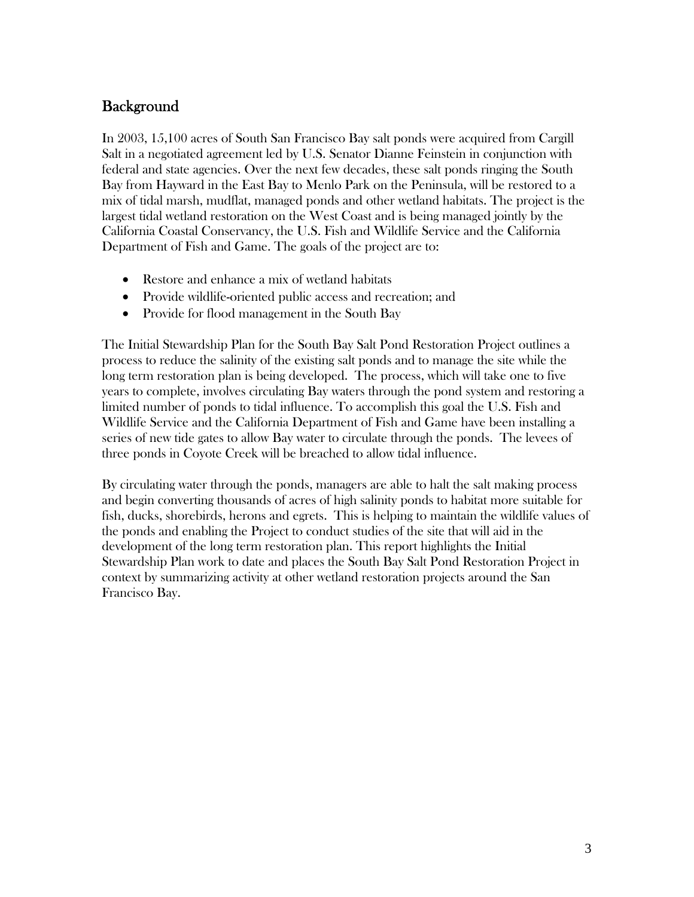## Background

In 2003, 15,100 acres of South San Francisco Bay salt ponds were acquired from Cargill Salt in a negotiated agreement led by U.S. Senator Dianne Feinstein in conjunction with federal and state agencies. Over the next few decades, these salt ponds ringing the South Bay from Hayward in the East Bay to Menlo Park on the Peninsula, will be restored to a mix of tidal marsh, mudflat, managed ponds and other wetland habitats. The project is the largest tidal wetland restoration on the West Coast and is being managed jointly by the California Coastal Conservancy, the U.S. Fish and Wildlife Service and the California Department of Fish and Game. The goals of the project are to:

- Restore and enhance a mix of wetland habitats
- Provide wildlife-oriented public access and recreation; and
- Provide for flood management in the South Bay

The Initial Stewardship Plan for the South Bay Salt Pond Restoration Project outlines a process to reduce the salinity of the existing salt ponds and to manage the site while the long term restoration plan is being developed. The process, which will take one to five years to complete, involves circulating Bay waters through the pond system and restoring a limited number of ponds to tidal influence. To accomplish this goal the U.S. Fish and Wildlife Service and the California Department of Fish and Game have been installing a series of new tide gates to allow Bay water to circulate through the ponds. The levees of three ponds in Coyote Creek will be breached to allow tidal influence.

By circulating water through the ponds, managers are able to halt the salt making process and begin converting thousands of acres of high salinity ponds to habitat more suitable for fish, ducks, shorebirds, herons and egrets. This is helping to maintain the wildlife values of the ponds and enabling the Project to conduct studies of the site that will aid in the development of the long term restoration plan. This report highlights the Initial Stewardship Plan work to date and places the South Bay Salt Pond Restoration Project in context by summarizing activity at other wetland restoration projects around the San Francisco Bay.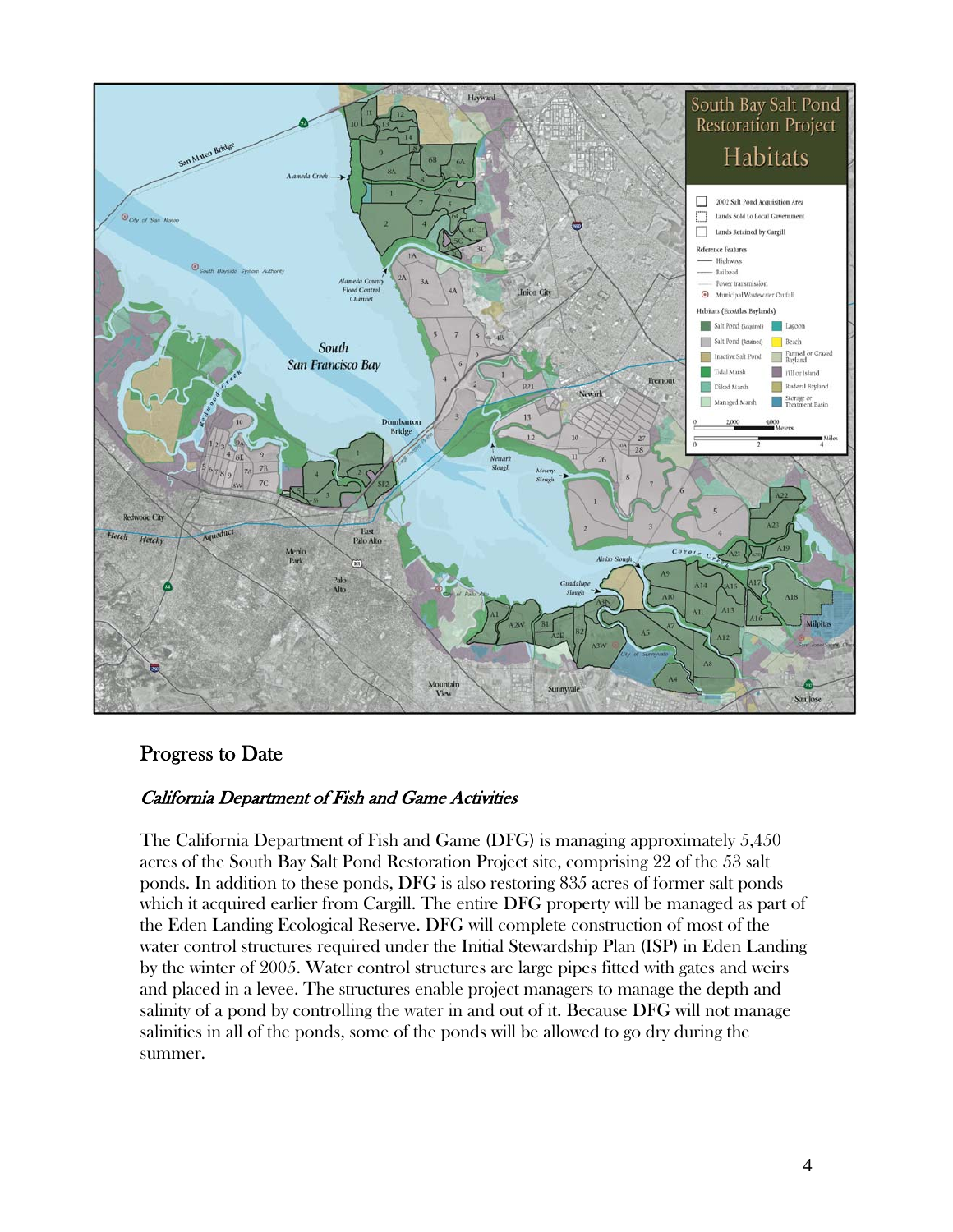## Progress to Date

### *California Department of Fish and Game Activities*

The California Department of Fish and Game (DFG) is managing approximately 5,450 acres of the South Bay Salt Pond Restoration Project site, comprising 22 of the 53 salt ponds. In addition to these ponds, DFG is also restoring 835 acres of former salt ponds which it acquired earlier from Cargill. The entire DFG property will be managed as part of the Eden Landing Ecological Reserve. DFG will complete construction of most of the water control structures required under the Initial Stewardship Plan (ISP) in Eden Landing by the winter of 2005. Water control structures are large pipes fitted with gates and weirs and placed in a levee. The structures enable project managers to manage the depth and salinity of a pond by controlling the water in and out of it. Because DFG will not manage salinities in all of the ponds, some of the ponds will be allowed to go dry during the summer.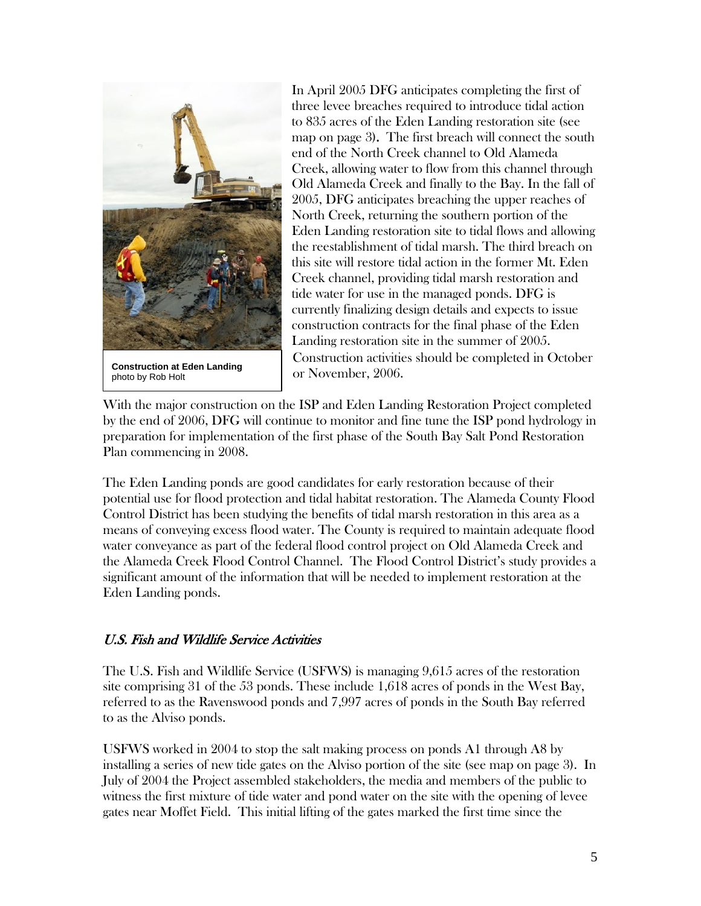Construction at Eden Landing
photo by Rob Holt

In April 2005 DFG anticipates completing the first of three levee breaches required to introduce tidal action to 835 acres of the Eden Landing restoration site (see map on page 3). The first breach will connect the south end of the North Creek channel to Old Alameda Creek, allowing water to flow from this channel through Old Alameda Creek and finally to the Bay. In the fall of 2005, DFG anticipates breaching the upper reaches of North Creek, returning the southern portion of the Eden Landing restoration site to tidal flows and allowing the reestablishment of tidal marsh. The third breach on this site will restore tidal action in the former Mt. Eden Creek channel, providing tidal marsh restoration and tide water for use in the managed ponds. DFG is currently finalizing design details and expects to issue construction contracts for the final phase of the Eden Landing restoration site in the summer of 2005. Construction activities should be completed in October or November, 2006.

With the major construction on the ISP and Eden Landing Restoration Project completed by the end of 2006, DFG will continue to monitor and fine tune the ISP pond hydrology in preparation for implementation of the first phase of the South Bay Salt Pond Restoration Plan commencing in 2008.

The Eden Landing ponds are good candidates for early restoration because of their potential use for flood protection and tidal habitat restoration. The Alameda County Flood Control District has been studying the benefits of tidal marsh restoration in this area as a means of conveying excess flood water. The County is required to maintain adequate flood water conveyance as part of the federal flood control project on Old Alameda Creek and the Alameda Creek Flood Control Channel. The Flood Control District's study provides a significant amount of the information that will be needed to implement restoration at the Eden Landing ponds.

### *U.S. Fish and Wildlife Service Activities*

The U.S. Fish and Wildlife Service (USFWS) is managing 9,615 acres of the restoration site comprising 31 of the 53 ponds. These include 1,618 acres of ponds in the West Bay, referred to as the Ravenswood ponds and 7,997 acres of ponds in the South Bay referred to as the Alviso ponds.

USFWS worked in 2004 to stop the salt making process on ponds A1 through A8 by installing a series of new tide gates on the Alviso portion of the site (see map on page 3). In July of 2004 the Project assembled stakeholders, the media and members of the public to witness the first mixture of tide water and pond water on the site with the opening of levee gates near Moffet Field. This initial lifting of the gates marked the first time since the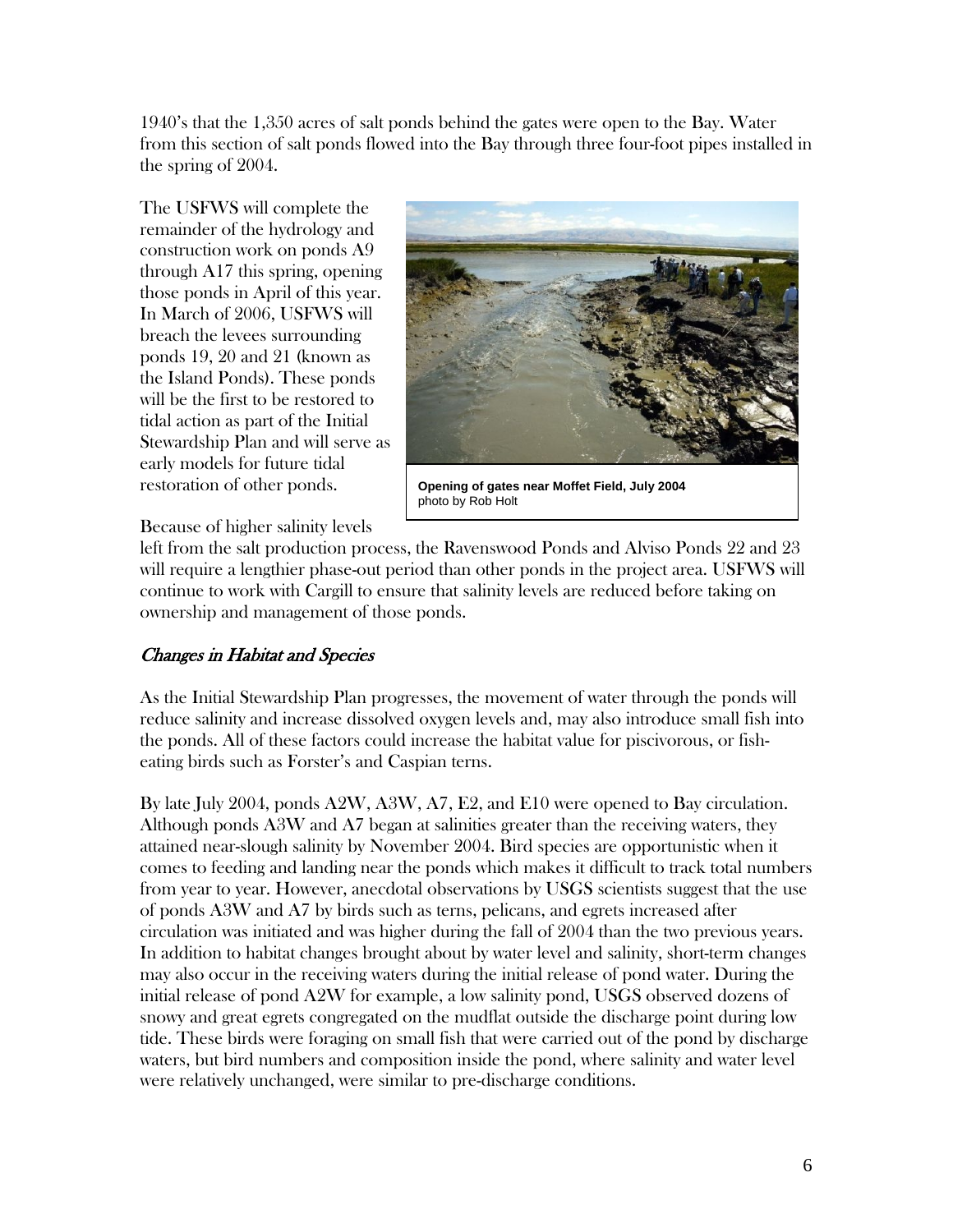1940's that the 1,350 acres of salt ponds behind the gates were open to the Bay. Water from this section of salt ponds flowed into the Bay through three four-foot pipes installed in the spring of 2004.

The USFWS will complete the remainder of the hydrology and construction work on ponds A9 through A17 this spring, opening those ponds in April of this year. In March of 2006, USFWS will breach the levees surrounding ponds 19, 20 and 21 (known as the Island Ponds). These ponds will be the first to be restored to tidal action as part of the Initial Stewardship Plan and will serve as early models for future tidal restoration of other ponds.

**Opening of gates near Moffet Field, July 2004**
photo by Rob Holt

Because of higher salinity levels left from the salt production process, the Ravenswood Ponds and Alviso Ponds 22 and 23 will require a lengthier phase-out period than other ponds in the project area. USFWS will continue to work with Cargill to ensure that salinity levels are reduced before taking on ownership and management of those ponds.

## *Changes in Habitat and Species*

As the Initial Stewardship Plan progresses, the movement of water through the ponds will reduce salinity and increase dissolved oxygen levels and, may also introduce small fish into the ponds. All of these factors could increase the habitat value for piscivorous, or fish-eating birds such as Forster's and Caspian terns.

By late July 2004, ponds A2W, A3W, A7, E2, and E10 were opened to Bay circulation. Although ponds A3W and A7 began at salinities greater than the receiving waters, they attained near-slough salinity by November 2004. Bird species are opportunistic when it comes to feeding and landing near the ponds which makes it difficult to track total numbers from year to year. However, anecdotal observations by USGS scientists suggest that the use of ponds A3W and A7 by birds such as terns, pelicans, and egrets increased after circulation was initiated and was higher during the fall of 2004 than the two previous years. In addition to habitat changes brought about by water level and salinity, short-term changes may also occur in the receiving waters during the initial release of pond water. During the initial release of pond A2W for example, a low salinity pond, USGS observed dozens of snowy and great egrets congregated on the mudflat outside the discharge point during low tide. These birds were foraging on small fish that were carried out of the pond by discharge waters, but bird numbers and composition inside the pond, where salinity and water level were relatively unchanged, were similar to pre-discharge conditions.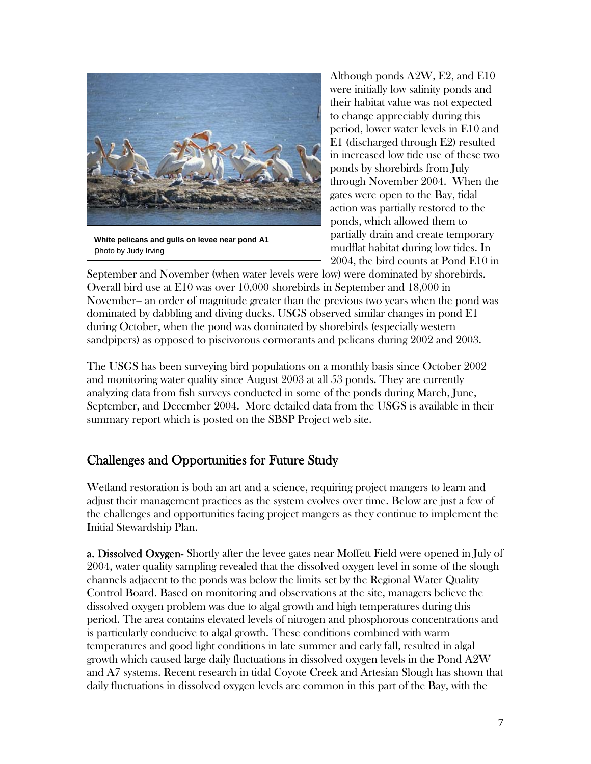White pelicans and gulls on levee near pond A1
photo by Judy Irving

Although ponds A2W, E2, and E10 were initially low salinity ponds and their habitat value was not expected to change appreciably during this period, lower water levels in E10 and E1 (discharged through E2) resulted in increased low tide use of these two ponds by shorebirds from July through November 2004. When the gates were open to the Bay, tidal action was partially restored to the ponds, which allowed them to partially drain and create temporary mudflat habitat during low tides. In 2004, the bird counts at Pond E10 in September and November (when water levels were low) were dominated by shorebirds. Overall bird use at E10 was over 10,000 shorebirds in September and 18,000 in November-- an order of magnitude greater than the previous two years when the pond was dominated by dabbling and diving ducks. USGS observed similar changes in pond E1 during October, when the pond was dominated by shorebirds (especially western sandpipers) as opposed to piscivorous cormorants and pelicans during 2002 and 2003.

The USGS has been surveying bird populations on a monthly basis since October 2002 and monitoring water quality since August 2003 at all 53 ponds. They are currently analyzing data from fish surveys conducted in some of the ponds during March, June, September, and December 2004. More detailed data from the USGS is available in their summary report which is posted on the SBSP Project web site.

## Challenges and Opportunities for Future Study

Wetland restoration is both an art and a science, requiring project mangers to learn and adjust their management practices as the system evolves over time. Below are just a few of the challenges and opportunities facing project mangers as they continue to implement the Initial Stewardship Plan.

**a. Dissolved Oxygen-** Shortly after the levee gates near Moffett Field were opened in July of 2004, water quality sampling revealed that the dissolved oxygen level in some of the slough channels adjacent to the ponds was below the limits set by the Regional Water Quality Control Board. Based on monitoring and observations at the site, managers believe the dissolved oxygen problem was due to algal growth and high temperatures during this period. The area contains elevated levels of nitrogen and phosphorous concentrations and is particularly conducive to algal growth. These conditions combined with warm temperatures and good light conditions in late summer and early fall, resulted in algal growth which caused large daily fluctuations in dissolved oxygen levels in the Pond A2W and A7 systems. Recent research in tidal Coyote Creek and Artesian Slough has shown that daily fluctuations in dissolved oxygen levels are common in this part of the Bay, with the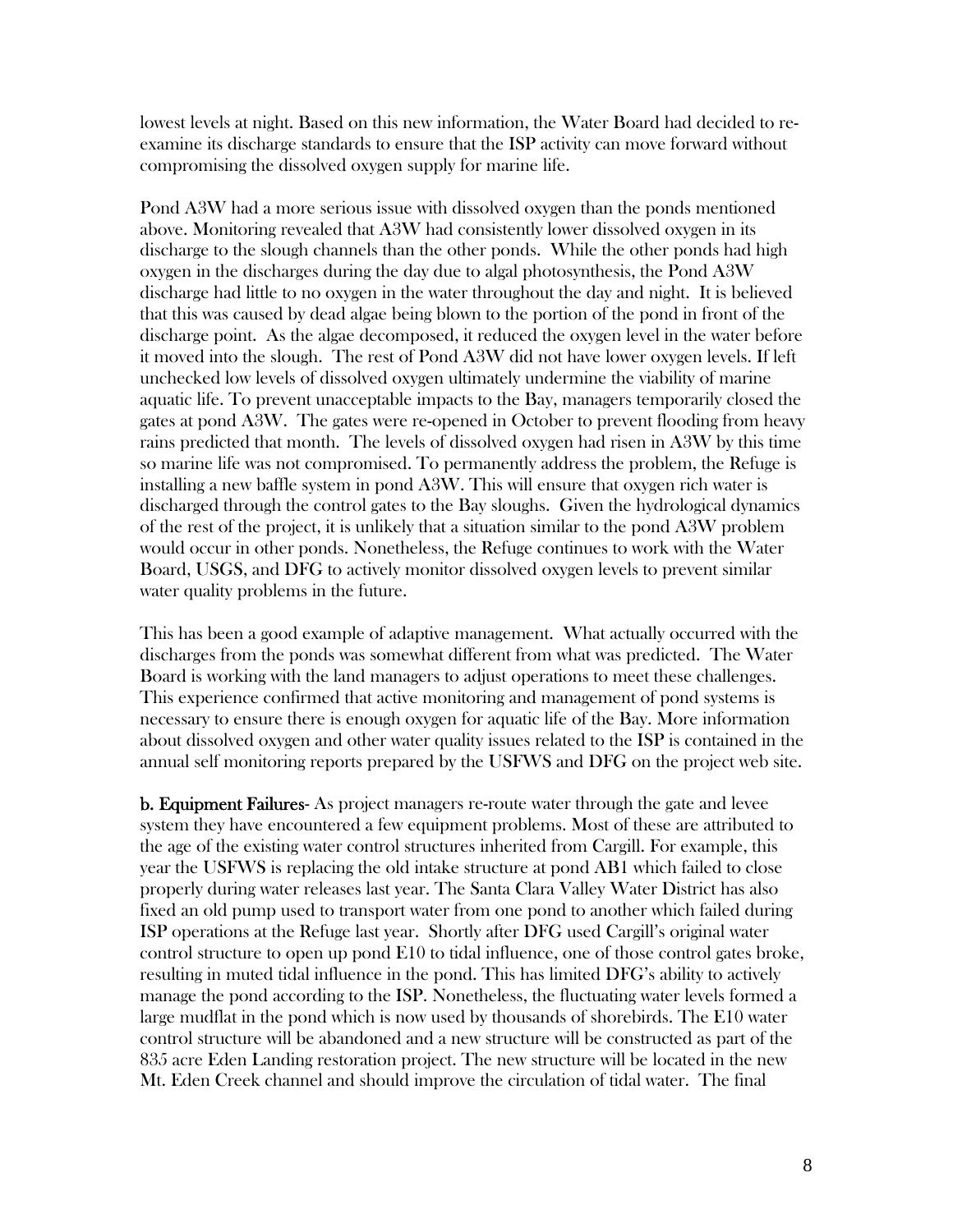lowest levels at night. Based on this new information, the Water Board had decided to re-examine its discharge standards to ensure that the ISP activity can move forward without compromising the dissolved oxygen supply for marine life.

Pond A3W had a more serious issue with dissolved oxygen than the ponds mentioned above. Monitoring revealed that A3W had consistently lower dissolved oxygen in its discharge to the slough channels than the other ponds. While the other ponds had high oxygen in the discharges during the day due to algal photosynthesis, the Pond A3W discharge had little to no oxygen in the water throughout the day and night. It is believed that this was caused by dead algae being blown to the portion of the pond in front of the discharge point. As the algae decomposed, it reduced the oxygen level in the water before it moved into the slough. The rest of Pond A3W did not have lower oxygen levels. If left unchecked low levels of dissolved oxygen ultimately undermine the viability of marine aquatic life. To prevent unacceptable impacts to the Bay, managers temporarily closed the gates at pond A3W. The gates were re-opened in October to prevent flooding from heavy rains predicted that month. The levels of dissolved oxygen had risen in A3W by this time so marine life was not compromised. To permanently address the problem, the Refuge is installing a new baffle system in pond A3W. This will ensure that oxygen rich water is discharged through the control gates to the Bay sloughs. Given the hydrological dynamics of the rest of the project, it is unlikely that a situation similar to the pond A3W problem would occur in other ponds. Nonetheless, the Refuge continues to work with the Water Board, USGS, and DFG to actively monitor dissolved oxygen levels to prevent similar water quality problems in the future.

This has been a good example of adaptive management. What actually occurred with the discharges from the ponds was somewhat different from what was predicted. The Water Board is working with the land managers to adjust operations to meet these challenges. This experience confirmed that active monitoring and management of pond systems is necessary to ensure there is enough oxygen for aquatic life of the Bay. More information about dissolved oxygen and other water quality issues related to the ISP is contained in the annual self monitoring reports prepared by the USFWS and DFG on the project web site.

**b. Equipment Failures**- As project managers re-route water through the gate and levee system they have encountered a few equipment problems. Most of these are attributed to the age of the existing water control structures inherited from Cargill. For example, this year the USFWS is replacing the old intake structure at pond AB1 which failed to close properly during water releases last year. The Santa Clara Valley Water District has also fixed an old pump used to transport water from one pond to another which failed during ISP operations at the Refuge last year. Shortly after DFG used Cargill's original water control structure to open up pond E10 to tidal influence, one of those control gates broke, resulting in muted tidal influence in the pond. This has limited DFG's ability to actively manage the pond according to the ISP. Nonetheless, the fluctuating water levels formed a large mudflat in the pond which is now used by thousands of shorebirds. The E10 water control structure will be abandoned and a new structure will be constructed as part of the 835 acre Eden Landing restoration project. The new structure will be located in the new Mt. Eden Creek channel and should improve the circulation of tidal water. The final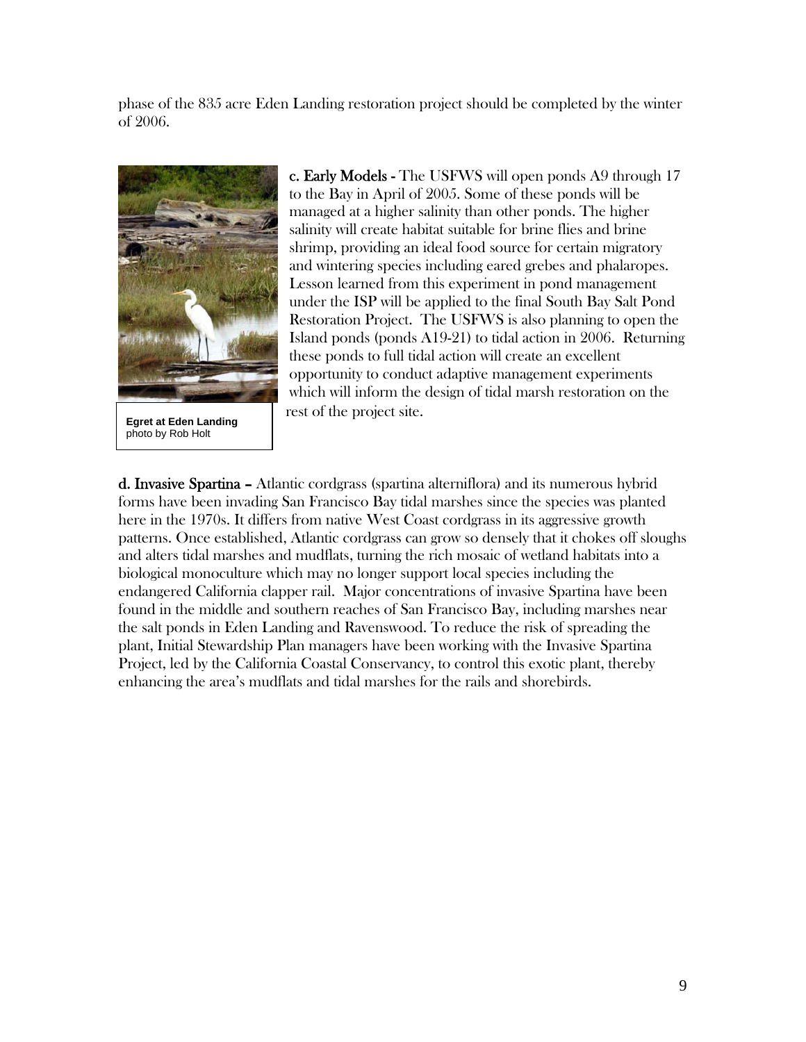phase of the 835 acre Eden Landing restoration project should be completed by the winter of 2006.

**Egret at Eden Landing**
photo by Rob Holt

**c. Early Models -** The USFWS will open ponds A9 through 17 to the Bay in April of 2005. Some of these ponds will be managed at a higher salinity than other ponds. The higher salinity will create habitat suitable for brine flies and brine shrimp, providing an ideal food source for certain migratory and wintering species including eared grebes and phalaropes. Lesson learned from this experiment in pond management under the ISP will be applied to the final South Bay Salt Pond Restoration Project. The USFWS is also planning to open the Island ponds (ponds A19-21) to tidal action in 2006. Returning these ponds to full tidal action will create an excellent opportunity to conduct adaptive management experiments which will inform the design of tidal marsh restoration on the rest of the project site.

**d. Invasive Spartina –** Atlantic cordgrass (spartina alterniflora) and its numerous hybrid forms have been invading San Francisco Bay tidal marshes since the species was planted here in the 1970s. It differs from native West Coast cordgrass in its aggressive growth patterns. Once established, Atlantic cordgrass can grow so densely that it chokes off sloughs and alters tidal marshes and mudflats, turning the rich mosaic of wetland habitats into a biological monoculture which may no longer support local species including the endangered California clapper rail. Major concentrations of invasive Spartina have been found in the middle and southern reaches of San Francisco Bay, including marshes near the salt ponds in Eden Landing and Ravenswood. To reduce the risk of spreading the plant, Initial Stewardship Plan managers have been working with the Invasive Spartina Project, led by the California Coastal Conservancy, to control this exotic plant, thereby enhancing the area's mudflats and tidal marshes for the rails and shorebirds.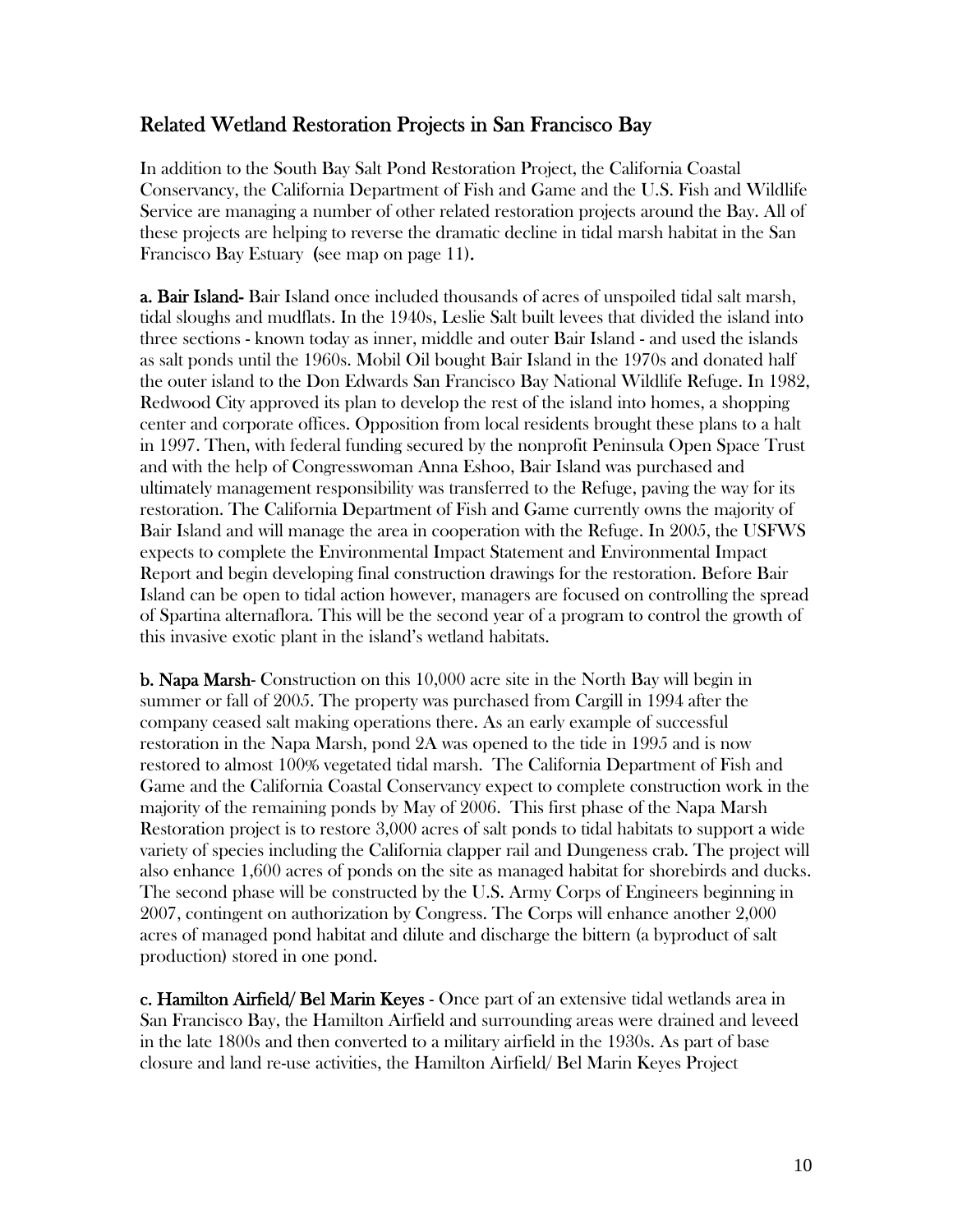## Related Wetland Restoration Projects in San Francisco Bay

In addition to the South Bay Salt Pond Restoration Project, the California Coastal Conservancy, the California Department of Fish and Game and the U.S. Fish and Wildlife Service are managing a number of other related restoration projects around the Bay. All of these projects are helping to reverse the dramatic decline in tidal marsh habitat in the San Francisco Bay Estuary (see map on page 11).

**a. Bair Island-** Bair Island once included thousands of acres of unspoiled tidal salt marsh, tidal sloughs and mudflats. In the 1940s, Leslie Salt built levees that divided the island into three sections - known today as inner, middle and outer Bair Island - and used the islands as salt ponds until the 1960s. Mobil Oil bought Bair Island in the 1970s and donated half the outer island to the Don Edwards San Francisco Bay National Wildlife Refuge. In 1982, Redwood City approved its plan to develop the rest of the island into homes, a shopping center and corporate offices. Opposition from local residents brought these plans to a halt in 1997. Then, with federal funding secured by the nonprofit Peninsula Open Space Trust and with the help of Congresswoman Anna Eshoo, Bair Island was purchased and ultimately management responsibility was transferred to the Refuge, paving the way for its restoration. The California Department of Fish and Game currently owns the majority of Bair Island and will manage the area in cooperation with the Refuge. In 2005, the USFWS expects to complete the Environmental Impact Statement and Environmental Impact Report and begin developing final construction drawings for the restoration. Before Bair Island can be open to tidal action however, managers are focused on controlling the spread of Spartina alternaflora. This will be the second year of a program to control the growth of this invasive exotic plant in the island's wetland habitats.

**b. Napa Marsh-** Construction on this 10,000 acre site in the North Bay will begin in summer or fall of 2005. The property was purchased from Cargill in 1994 after the company ceased salt making operations there. As an early example of successful restoration in the Napa Marsh, pond 2A was opened to the tide in 1995 and is now restored to almost 100% vegetated tidal marsh. The California Department of Fish and Game and the California Coastal Conservancy expect to complete construction work in the majority of the remaining ponds by May of 2006. This first phase of the Napa Marsh Restoration project is to restore 3,000 acres of salt ponds to tidal habitats to support a wide variety of species including the California clapper rail and Dungeness crab. The project will also enhance 1,600 acres of ponds on the site as managed habitat for shorebirds and ducks. The second phase will be constructed by the U.S. Army Corps of Engineers beginning in 2007, contingent on authorization by Congress. The Corps will enhance another 2,000 acres of managed pond habitat and dilute and discharge the bittern (a byproduct of salt production) stored in one pond.

**c. Hamilton Airfield/ Bel Marin Keyes** - Once part of an extensive tidal wetlands area in San Francisco Bay, the Hamilton Airfield and surrounding areas were drained and leveed in the late 1800s and then converted to a military airfield in the 1930s. As part of base closure and land re-use activities, the Hamilton Airfield/ Bel Marin Keyes Project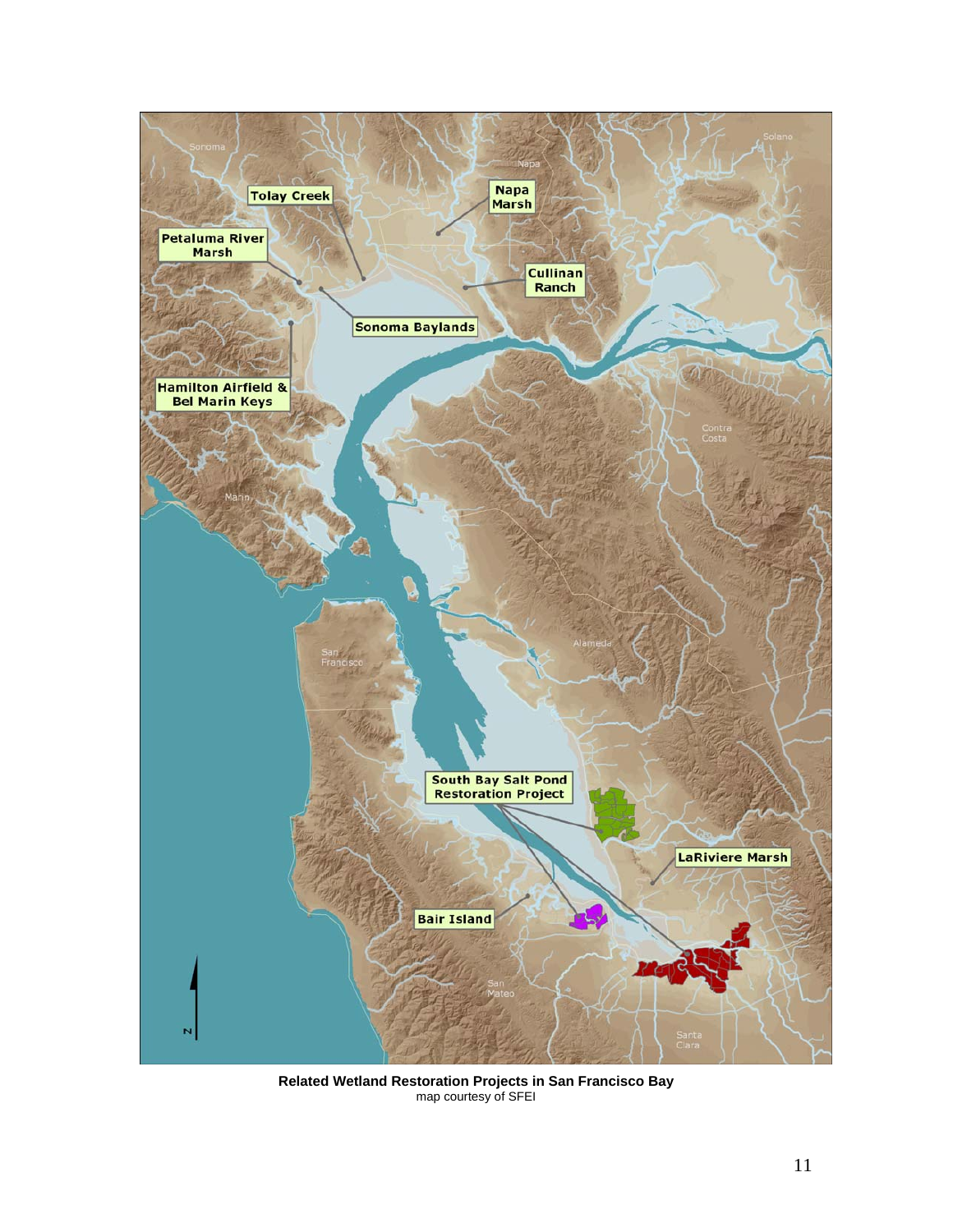**Related Wetland Restoration Projects in San Francisco Bay**
map courtesy of SFEI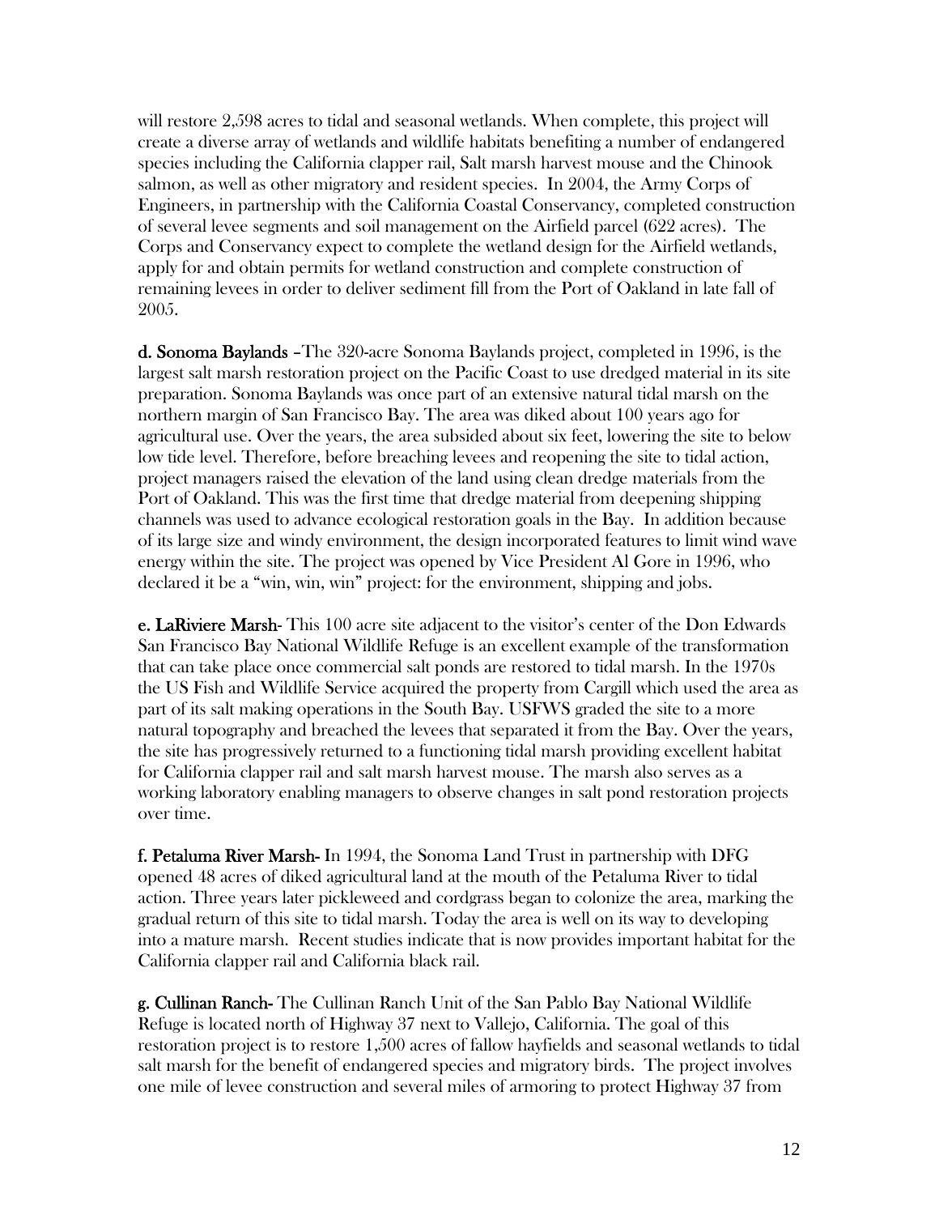will restore 2,598 acres to tidal and seasonal wetlands. When complete, this project will create a diverse array of wetlands and wildlife habitats benefiting a number of endangered species including the California clapper rail, Salt marsh harvest mouse and the Chinook salmon, as well as other migratory and resident species. In 2004, the Army Corps of Engineers, in partnership with the California Coastal Conservancy, completed construction of several levee segments and soil management on the Airfield parcel (622 acres). The Corps and Conservancy expect to complete the wetland design for the Airfield wetlands, apply for and obtain permits for wetland construction and complete construction of remaining levees in order to deliver sediment fill from the Port of Oakland in late fall of 2005.

**d. Sonoma Baylands** –The 320-acre Sonoma Baylands project, completed in 1996, is the largest salt marsh restoration project on the Pacific Coast to use dredged material in its site preparation. Sonoma Baylands was once part of an extensive natural tidal marsh on the northern margin of San Francisco Bay. The area was diked about 100 years ago for agricultural use. Over the years, the area subsided about six feet, lowering the site to below low tide level. Therefore, before breaching levees and reopening the site to tidal action, project managers raised the elevation of the land using clean dredge materials from the Port of Oakland. This was the first time that dredge material from deepening shipping channels was used to advance ecological restoration goals in the Bay. In addition because of its large size and windy environment, the design incorporated features to limit wind wave energy within the site. The project was opened by Vice President Al Gore in 1996, who declared it be a "win, win, win" project: for the environment, shipping and jobs.

**e. LaRiviere Marsh**- This 100 acre site adjacent to the visitor's center of the Don Edwards San Francisco Bay National Wildlife Refuge is an excellent example of the transformation that can take place once commercial salt ponds are restored to tidal marsh. In the 1970s the US Fish and Wildlife Service acquired the property from Cargill which used the area as part of its salt making operations in the South Bay. USFWS graded the site to a more natural topography and breached the levees that separated it from the Bay. Over the years, the site has progressively returned to a functioning tidal marsh providing excellent habitat for California clapper rail and salt marsh harvest mouse. The marsh also serves as a working laboratory enabling managers to observe changes in salt pond restoration projects over time.

**f. Petaluma River Marsh**- In 1994, the Sonoma Land Trust in partnership with DFG opened 48 acres of diked agricultural land at the mouth of the Petaluma River to tidal action. Three years later pickleweed and cordgrass began to colonize the area, marking the gradual return of this site to tidal marsh. Today the area is well on its way to developing into a mature marsh. Recent studies indicate that is now provides important habitat for the California clapper rail and California black rail.

**g. Cullinan Ranch**- The Cullinan Ranch Unit of the San Pablo Bay National Wildlife Refuge is located north of Highway 37 next to Vallejo, California. The goal of this restoration project is to restore 1,500 acres of fallow hayfields and seasonal wetlands to tidal salt marsh for the benefit of endangered species and migratory birds. The project involves one mile of levee construction and several miles of armoring to protect Highway 37 from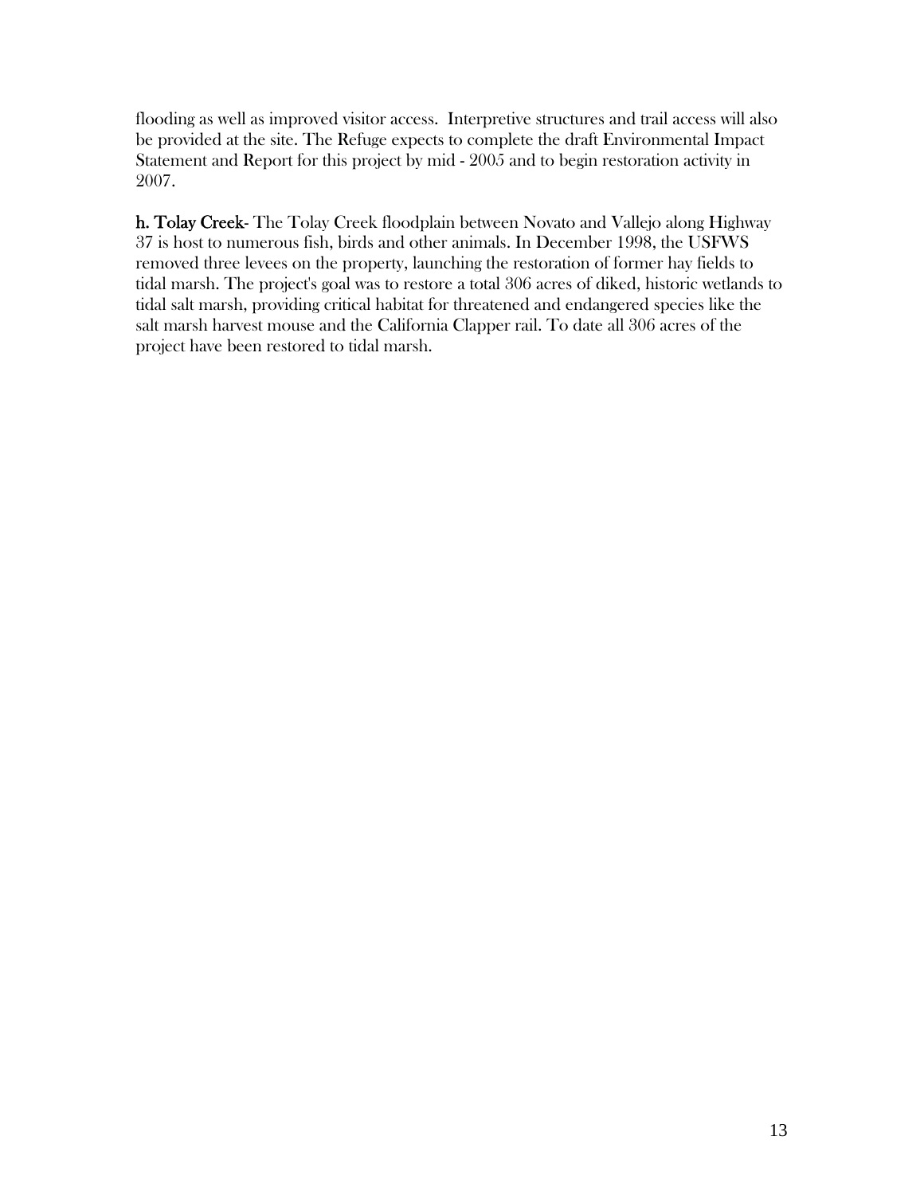flooding as well as improved visitor access. Interpretive structures and trail access will also be provided at the site. The Refuge expects to complete the draft Environmental Impact Statement and Report for this project by mid - 2005 and to begin restoration activity in 2007.

**h. Tolay Creek-** The Tolay Creek floodplain between Novato and Vallejo along Highway 37 is host to numerous fish, birds and other animals. In December 1998, the USFWS removed three levees on the property, launching the restoration of former hay fields to tidal marsh. The project's goal was to restore a total 306 acres of diked, historic wetlands to tidal salt marsh, providing critical habitat for threatened and endangered species like the salt marsh harvest mouse and the California Clapper rail. To date all 306 acres of the project have been restored to tidal marsh.